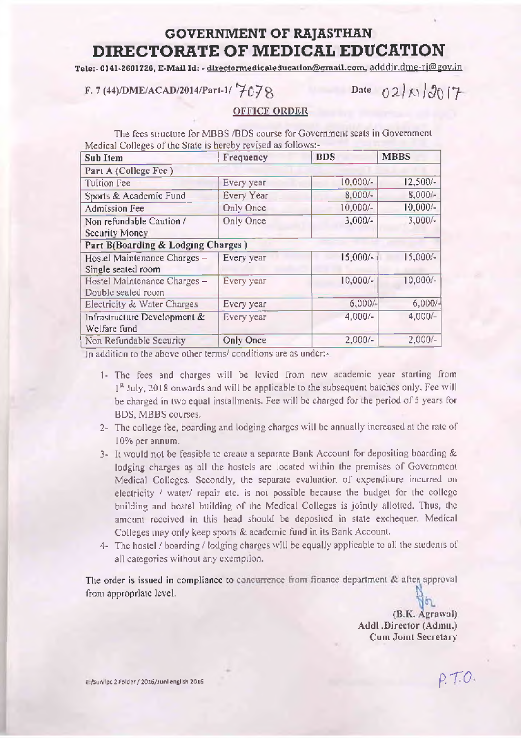# GOVERNMENT OF RAJASTHAN

# DIRECTORATE OF MEDICAL EDUCATION

Tele:- 0141-2601726, E-Mail Id: - directormedicaleducation@gmail.com, adddir.dme-rj@gov.in

F. 7 (44)/DME/ACAD/2014/Part-1/ 7078 Date 02/XI/2017

## OFFICE ORDER

The fees structure for MBBS /BDS course for Government seats in Government Medical Colleges of the State is hereby revised as follows:-

| Sub Item | Frequency | BDS | MBBS |
|---|---|---|---|
| **Part A (College Fee )** | | | |
| Tuition Fee | Every year | 10,000/- | 12,500/- |
| Sports & Academic Fund | Every Year | 8,000/- | 8,000/- |
| Admission Fee | Only Once | 10,000/- | 10,000/- |
| Non refundable Caution / Security Money | Only Once | 3,000/- | 3,000/- |
| **Part B(Boarding & Lodging Charges )** | | | |
| Hostel Maintenance Charges – Single seated room | Every year | 15,000/- | 15,000/- |
| Hostel Maintenance Charges – Double seated room | Every year | 10,000/- | 10,000/- |
| Electricity & Water Charges | Every year | 6,000/- | 6,000/- |
| Infrastructure Development & Welfare fund | Every year | 4,000/- | 4,000/- |
| Non Refundable Security | Only Once | 2,000/- | 2,000/- |

In addition to the above other terms/ conditions are as under:-

1- The fees and charges will be levied from new academic year starting from 1st July, 2018 onwards and will be applicable to the subsequent batches only. Fee will be charged in two equal installments. Fee will be charged for the period of 5 years for BDS, MBBS courses.

2- The college fee, boarding and lodging charges will be annually increased at the rate of 10% per annum.

3- It would not be feasible to create a separate Bank Account for depositing boarding & lodging charges as all the hostels are located within the premises of Government Medical Colleges. Secondly, the separate evaluation of expenditure incurred on electricity / water/ repair etc. is not possible because the budget for the college building and hostel building of the Medical Colleges is jointly allotted. Thus, the amount received in this head should be deposited in state exchequer. Medical Colleges may only keep sports & academic fund in its Bank Account.

4- The hostel / boarding / lodging charges will be equally applicable to all the students of all categories without any exemption.

The order is issued in compliance to concurrence from finance department & after approval from appropriate level.

(B.K. Agrawal)
Addl .Director (Admn.)
Cum Joint Secretary

E:/Sunilpc 2 Folder / 2016/sunilenglish 2016

P.T.O.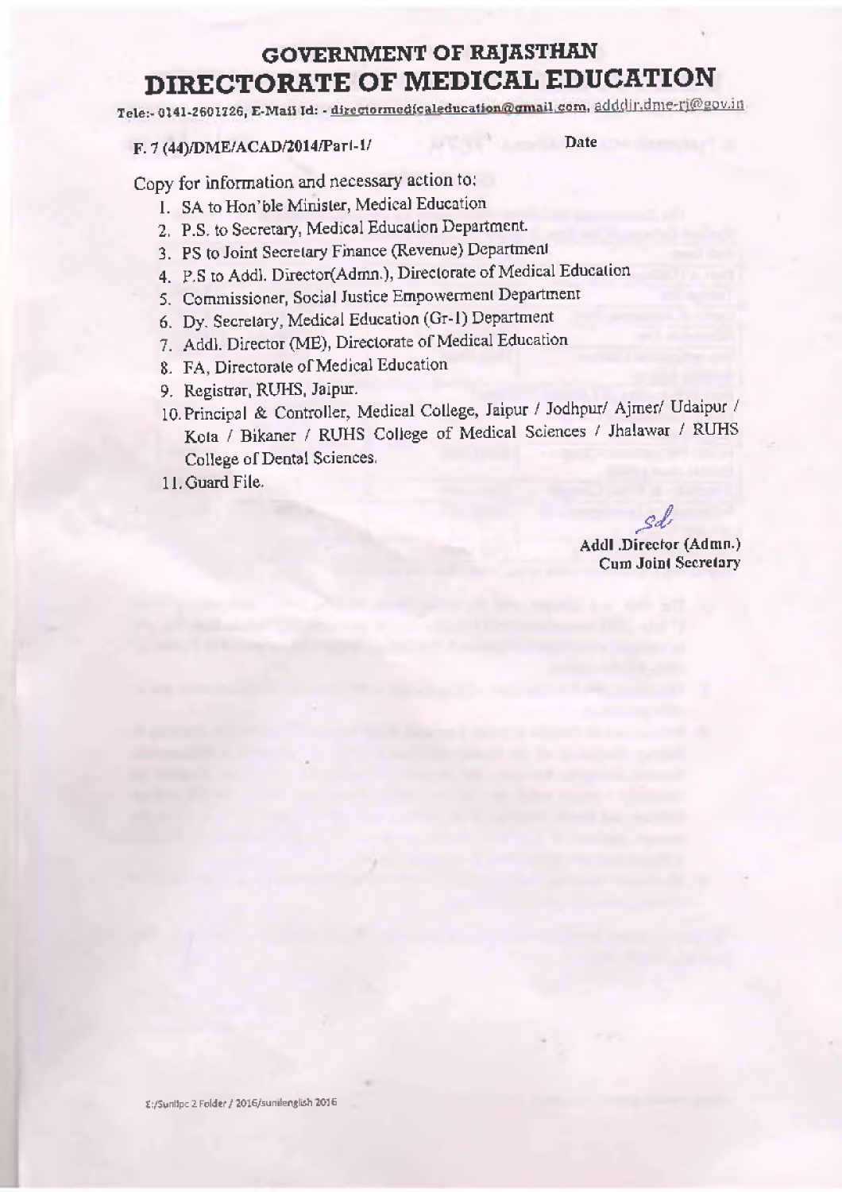# GOVERNMENT OF RAJASTHAN

# DIRECTORATE OF MEDICAL EDUCATION

Tele:- 0141-2601226, E-Mail Id: - directormedicaleducation@gmail.com, adddir.dme-rj@gov.in

F. 7 (44)/DME/ACAD/2014/Part-1/ Date

Copy for information and necessary action to:

1. SA to Hon'ble Minister, Medical Education
2. P.S. to Secretary, Medical Education Department.
3. PS to Joint Secretary Finance (Revenue) Department
4. P.S to Addl. Director(Admn.), Directorate of Medical Education
5. Commissioner, Social Justice Empowerment Department
6. Dy. Secretary, Medical Education (Gr-1) Department
7. Addl. Director (ME), Directorate of Medical Education
8. FA, Directorate of Medical Education
9. Registrar, RUHS, Jaipur.
10. Principal & Controller, Medical College, Jaipur / Jodhpur/ Ajmer/ Udaipur / Kota / Bikaner / RUHS College of Medical Sciences / Jhalawar / RUHS College of Dental Sciences.
11. Guard File.

sd

**Addl .Director (Admn.)**
**Cum Joint Secretary**

E:/Sunilpc 2 Folder / 2016/sunilenglish 2016